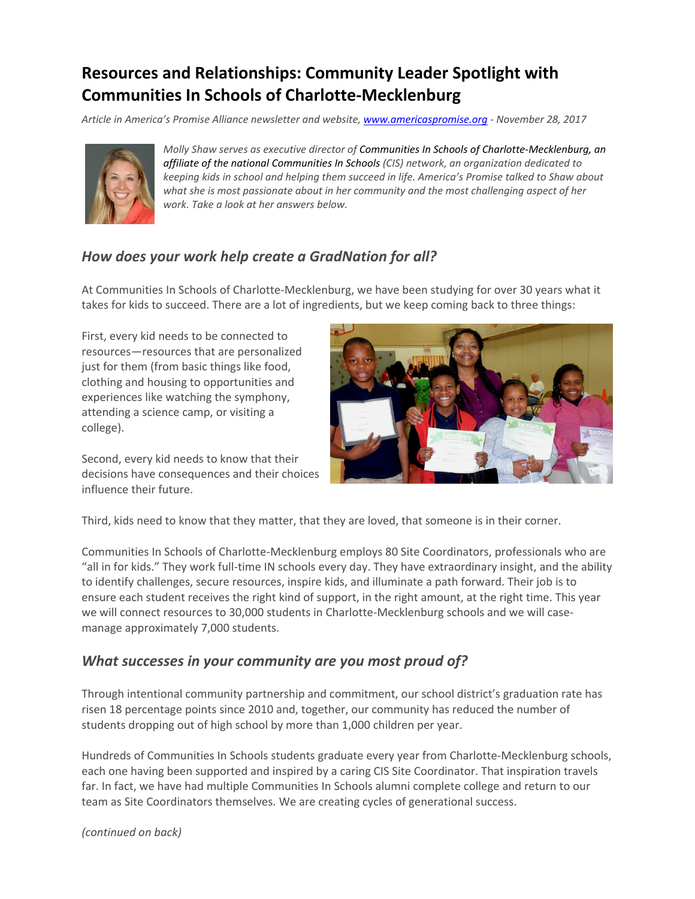# Resources and Relationships: Community Leader Spotlight with Communities In Schools of Charlotte-Mecklenburg

*Article in America's Promise Alliance newsletter and website, [www.americaspromise.org](http://www.americaspromise.org) - November 28, 2017*

*Molly Shaw serves as executive director of Communities In Schools of Charlotte-Mecklenburg, an affiliate of the national Communities In Schools (CIS) network, an organization dedicated to keeping kids in school and helping them succeed in life. America's Promise talked to Shaw about what she is most passionate about in her community and the most challenging aspect of her work. Take a look at her answers below.*

## *How does your work help create a GradNation for all?*

At Communities In Schools of Charlotte-Mecklenburg, we have been studying for over 30 years what it takes for kids to succeed. There are a lot of ingredients, but we keep coming back to three things:

First, every kid needs to be connected to resources—resources that are personalized just for them (from basic things like food, clothing and housing to opportunities and experiences like watching the symphony, attending a science camp, or visiting a college).

Second, every kid needs to know that their decisions have consequences and their choices influence their future.

Third, kids need to know that they matter, that they are loved, that someone is in their corner.

Communities In Schools of Charlotte-Mecklenburg employs 80 Site Coordinators, professionals who are "all in for kids." They work full-time IN schools every day. They have extraordinary insight, and the ability to identify challenges, secure resources, inspire kids, and illuminate a path forward. Their job is to ensure each student receives the right kind of support, in the right amount, at the right time. This year we will connect resources to 30,000 students in Charlotte-Mecklenburg schools and we will case-manage approximately 7,000 students.

## *What successes in your community are you most proud of?*

Through intentional community partnership and commitment, our school district's graduation rate has risen 18 percentage points since 2010 and, together, our community has reduced the number of students dropping out of high school by more than 1,000 children per year.

Hundreds of Communities In Schools students graduate every year from Charlotte-Mecklenburg schools, each one having been supported and inspired by a caring CIS Site Coordinator. That inspiration travels far. In fact, we have had multiple Communities In Schools alumni complete college and return to our team as Site Coordinators themselves. We are creating cycles of generational success.

*(continued on back)*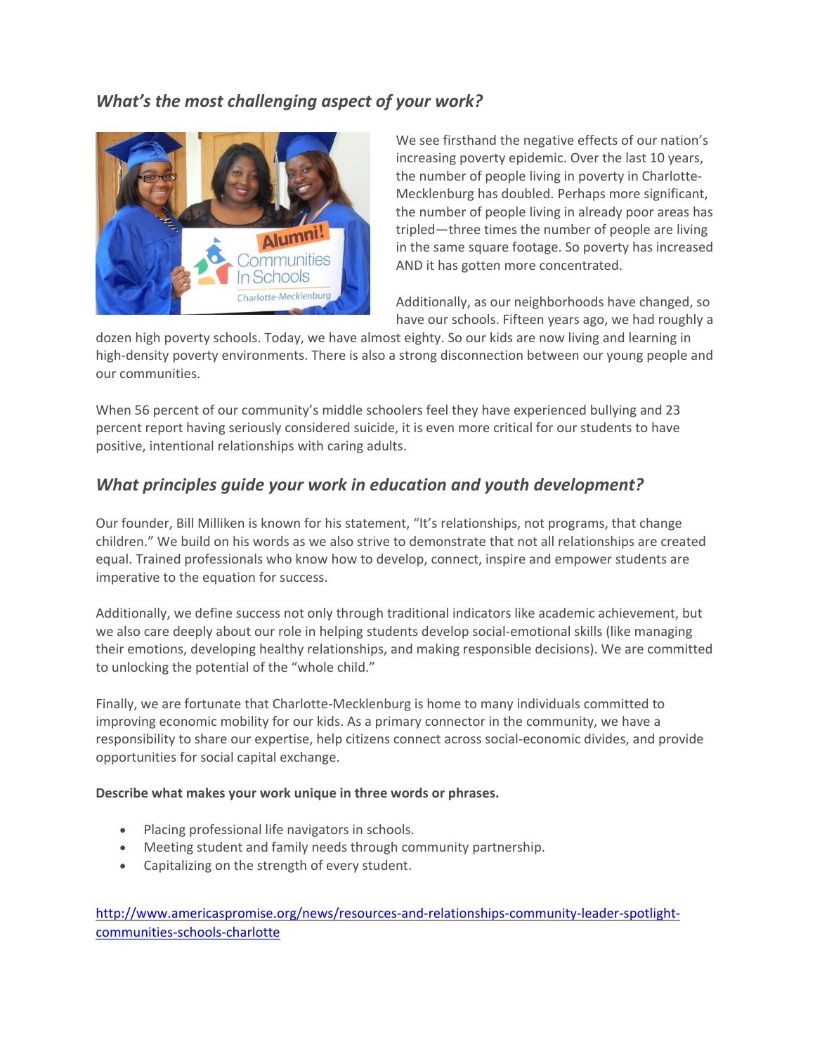## *What's the most challenging aspect of your work?*

We see firsthand the negative effects of our nation's increasing poverty epidemic. Over the last 10 years, the number of people living in poverty in Charlotte-Mecklenburg has doubled. Perhaps more significant, the number of people living in already poor areas has tripled—three times the number of people are living in the same square footage. So poverty has increased AND it has gotten more concentrated.

Additionally, as our neighborhoods have changed, so have our schools. Fifteen years ago, we had roughly a dozen high poverty schools. Today, we have almost eighty. So our kids are now living and learning in high-density poverty environments. There is also a strong disconnection between our young people and our communities.

When 56 percent of our community's middle schoolers feel they have experienced bullying and 23 percent report having seriously considered suicide, it is even more critical for our students to have positive, intentional relationships with caring adults.

## *What principles guide your work in education and youth development?*

Our founder, Bill Milliken is known for his statement, "It's relationships, not programs, that change children." We build on his words as we also strive to demonstrate that not all relationships are created equal. Trained professionals who know how to develop, connect, inspire and empower students are imperative to the equation for success.

Additionally, we define success not only through traditional indicators like academic achievement, but we also care deeply about our role in helping students develop social-emotional skills (like managing their emotions, developing healthy relationships, and making responsible decisions). We are committed to unlocking the potential of the "whole child."

Finally, we are fortunate that Charlotte-Mecklenburg is home to many individuals committed to improving economic mobility for our kids. As a primary connector in the community, we have a responsibility to share our expertise, help citizens connect across social-economic divides, and provide opportunities for social capital exchange.

**Describe what makes your work unique in three words or phrases.**

- Placing professional life navigators in schools.
- Meeting student and family needs through community partnership.
- Capitalizing on the strength of every student.

http://www.americaspromise.org/news/resources-and-relationships-community-leader-spotlight-communities-schools-charlotte